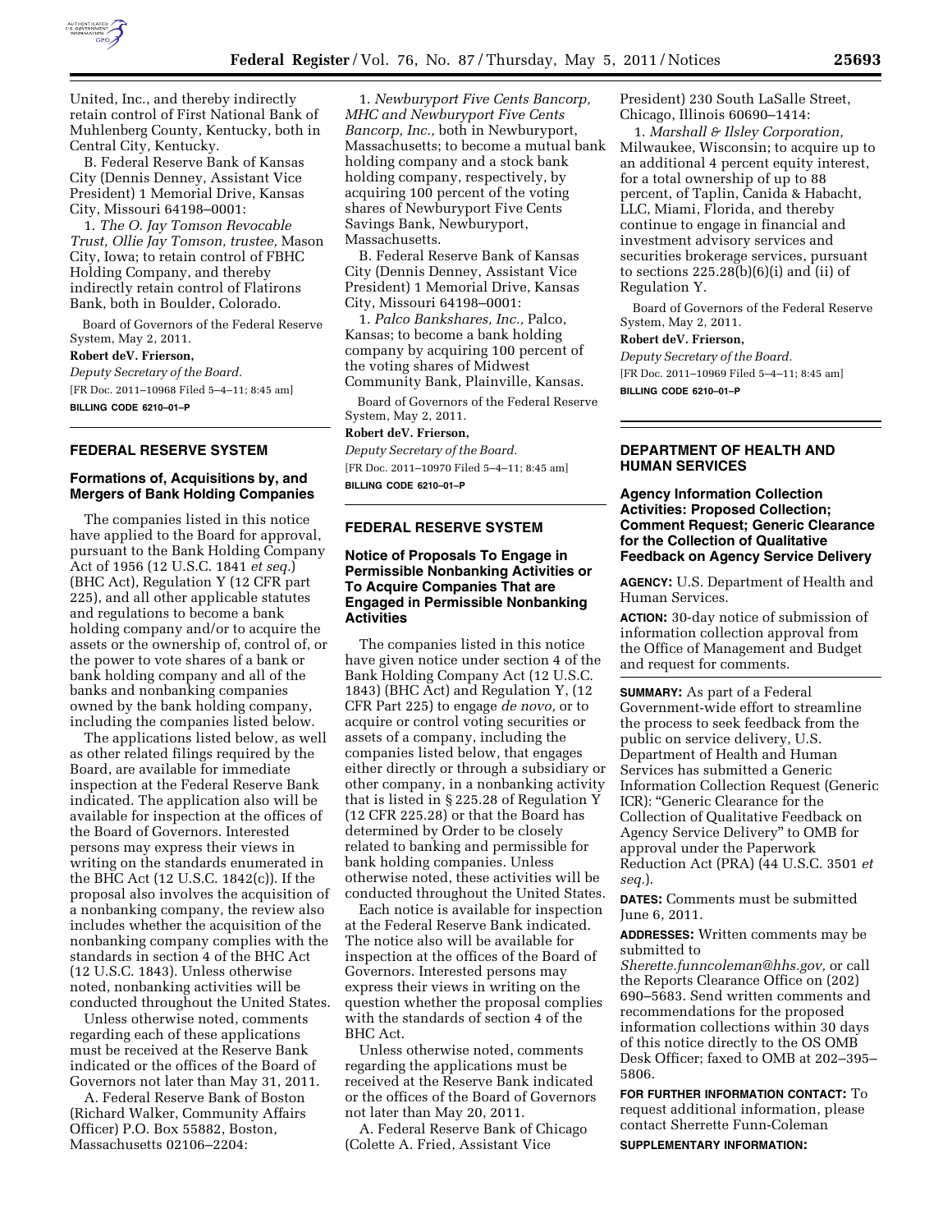United, Inc., and thereby indirectly retain control of First National Bank of Muhlenberg County, Kentucky, both in Central City, Kentucky.

B. Federal Reserve Bank of Kansas City (Dennis Denney, Assistant Vice President) 1 Memorial Drive, Kansas City, Missouri 64198–0001:

1. *The O. Jay Tomson Revocable Trust, Ollie Jay Tomson, trustee,* Mason City, Iowa; to retain control of FBHC Holding Company, and thereby indirectly retain control of Flatirons Bank, both in Boulder, Colorado.

Board of Governors of the Federal Reserve System, May 2, 2011.

**Robert deV. Frierson,**

*Deputy Secretary of the Board.*

[FR Doc. 2011–10968 Filed 5–4–11; 8:45 am]

**BILLING CODE 6210–01–P**

## FEDERAL RESERVE SYSTEM

### Formations of, Acquisitions by, and Mergers of Bank Holding Companies

The companies listed in this notice have applied to the Board for approval, pursuant to the Bank Holding Company Act of 1956 (12 U.S.C. 1841 *et seq.*) (BHC Act), Regulation Y (12 CFR part 225), and all other applicable statutes and regulations to become a bank holding company and/or to acquire the assets or the ownership of, control of, or the power to vote shares of a bank or bank holding company and all of the banks and nonbanking companies owned by the bank holding company, including the companies listed below.

The applications listed below, as well as other related filings required by the Board, are available for immediate inspection at the Federal Reserve Bank indicated. The application also will be available for inspection at the offices of the Board of Governors. Interested persons may express their views in writing on the standards enumerated in the BHC Act (12 U.S.C. 1842(c)). If the proposal also involves the acquisition of a nonbanking company, the review also includes whether the acquisition of the nonbanking company complies with the standards in section 4 of the BHC Act (12 U.S.C. 1843). Unless otherwise noted, nonbanking activities will be conducted throughout the United States.

Unless otherwise noted, comments regarding each of these applications must be received at the Reserve Bank indicated or the offices of the Board of Governors not later than May 31, 2011.

A. Federal Reserve Bank of Boston (Richard Walker, Community Affairs Officer) P.O. Box 55882, Boston, Massachusetts 02106–2204:

1. *Newburyport Five Cents Bancorp, MHC and Newburyport Five Cents Bancorp, Inc.,* both in Newburyport, Massachusetts; to become a mutual bank holding company and a stock bank holding company, respectively, by acquiring 100 percent of the voting shares of Newburyport Five Cents Savings Bank, Newburyport, Massachusetts.

B. Federal Reserve Bank of Kansas City (Dennis Denney, Assistant Vice President) 1 Memorial Drive, Kansas City, Missouri 64198–0001:

1. *Palco Bankshares, Inc.,* Palco, Kansas; to become a bank holding company by acquiring 100 percent of the voting shares of Midwest Community Bank, Plainville, Kansas.

Board of Governors of the Federal Reserve System, May 2, 2011.

**Robert deV. Frierson,**

*Deputy Secretary of the Board.*

[FR Doc. 2011–10970 Filed 5–4–11; 8:45 am]

**BILLING CODE 6210–01–P**

## FEDERAL RESERVE SYSTEM

### Notice of Proposals To Engage in Permissible Nonbanking Activities or To Acquire Companies That are Engaged in Permissible Nonbanking Activities

The companies listed in this notice have given notice under section 4 of the Bank Holding Company Act (12 U.S.C. 1843) (BHC Act) and Regulation Y, (12 CFR Part 225) to engage *de novo,* or to acquire or control voting securities or assets of a company, including the companies listed below, that engages either directly or through a subsidiary or other company, in a nonbanking activity that is listed in § 225.28 of Regulation Y (12 CFR 225.28) or that the Board has determined by Order to be closely related to banking and permissible for bank holding companies. Unless otherwise noted, these activities will be conducted throughout the United States.

Each notice is available for inspection at the Federal Reserve Bank indicated. The notice also will be available for inspection at the offices of the Board of Governors. Interested persons may express their views in writing on the question whether the proposal complies with the standards of section 4 of the BHC Act.

Unless otherwise noted, comments regarding the applications must be received at the Reserve Bank indicated or the offices of the Board of Governors not later than May 20, 2011.

A. Federal Reserve Bank of Chicago (Colette A. Fried, Assistant Vice President) 230 South LaSalle Street, Chicago, Illinois 60690–1414:

1. *Marshall & Ilsley Corporation,* Milwaukee, Wisconsin; to acquire up to an additional 4 percent equity interest, for a total ownership of up to 88 percent, of Taplin, Canida & Habacht, LLC, Miami, Florida, and thereby continue to engage in financial and investment advisory services and securities brokerage services, pursuant to sections 225.28(b)(6)(i) and (ii) of Regulation Y.

Board of Governors of the Federal Reserve System, May 2, 2011.

**Robert deV. Frierson,**

*Deputy Secretary of the Board.*

[FR Doc. 2011–10969 Filed 5–4–11; 8:45 am]

**BILLING CODE 6210–01–P**

## DEPARTMENT OF HEALTH AND HUMAN SERVICES

### Agency Information Collection Activities: Proposed Collection; Comment Request; Generic Clearance for the Collection of Qualitative Feedback on Agency Service Delivery

**AGENCY:** U.S. Department of Health and Human Services.

**ACTION:** 30-day notice of submission of information collection approval from the Office of Management and Budget and request for comments.

**SUMMARY:** As part of a Federal Government-wide effort to streamline the process to seek feedback from the public on service delivery, U.S. Department of Health and Human Services has submitted a Generic Information Collection Request (Generic ICR): "Generic Clearance for the Collection of Qualitative Feedback on Agency Service Delivery" to OMB for approval under the Paperwork Reduction Act (PRA) (44 U.S.C. 3501 *et seq.*).

**DATES:** Comments must be submitted June 6, 2011.

**ADDRESSES:** Written comments may be submitted to *Sherette.funncoleman@hhs.gov,* or call the Reports Clearance Office on (202) 690–5683. Send written comments and recommendations for the proposed information collections within 30 days of this notice directly to the OS OMB Desk Officer; faxed to OMB at 202–395–5806.

**FOR FURTHER INFORMATION CONTACT:** To request additional information, please contact Sherrette Funn-Coleman

**SUPPLEMENTARY INFORMATION:**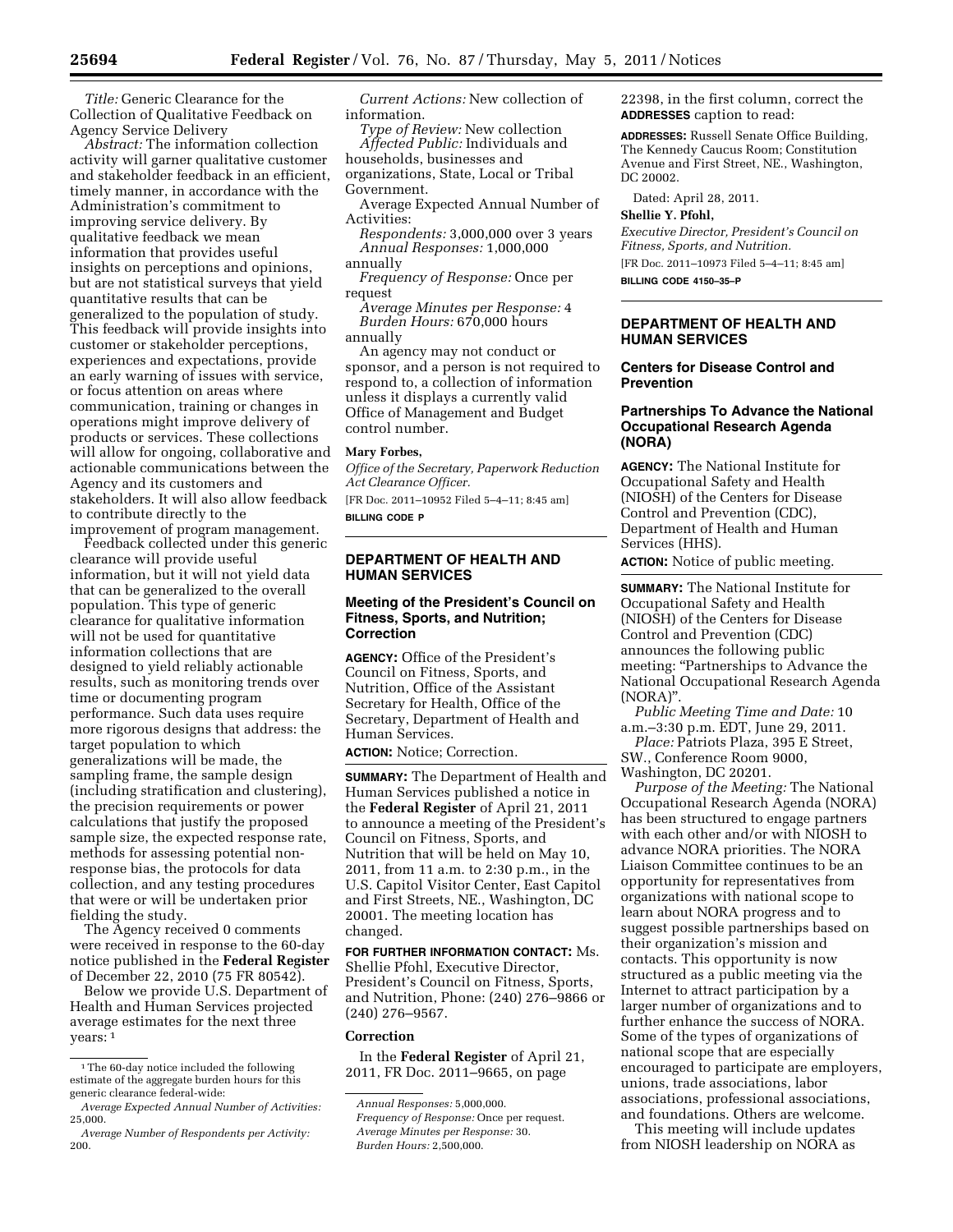*Title:* Generic Clearance for the Collection of Qualitative Feedback on Agency Service Delivery

*Abstract:* The information collection activity will garner qualitative customer and stakeholder feedback in an efficient, timely manner, in accordance with the Administration's commitment to improving service delivery. By qualitative feedback we mean information that provides useful insights on perceptions and opinions, but are not statistical surveys that yield quantitative results that can be generalized to the population of study. This feedback will provide insights into customer or stakeholder perceptions, experiences and expectations, provide an early warning of issues with service, or focus attention on areas where communication, training or changes in operations might improve delivery of products or services. These collections will allow for ongoing, collaborative and actionable communications between the Agency and its customers and stakeholders. It will also allow feedback to contribute directly to the improvement of program management.

Feedback collected under this generic clearance will provide useful information, but it will not yield data that can be generalized to the overall population. This type of generic clearance for qualitative information will not be used for quantitative information collections that are designed to yield reliably actionable results, such as monitoring trends over time or documenting program performance. Such data uses require more rigorous designs that address: the target population to which generalizations will be made, the sampling frame, the sample design (including stratification and clustering), the precision requirements or power calculations that justify the proposed sample size, the expected response rate, methods for assessing potential non-response bias, the protocols for data collection, and any testing procedures that were or will be undertaken prior fielding the study.

The Agency received 0 comments were received in response to the 60-day notice published in the **Federal Register** of December 22, 2010 (75 FR 80542).

Below we provide U.S. Department of Health and Human Services projected average estimates for the next three years: [1]

*Current Actions:* New collection of information.

*Type of Review:* New collection

*Affected Public:* Individuals and households, businesses and organizations, State, Local or Tribal Government.

Average Expected Annual Number of Activities:

*Respondents:* 3,000,000 over 3 years

*Annual Responses:* 1,000,000 annually

*Frequency of Response:* Once per request

*Average Minutes per Response:* 4

*Burden Hours:* 670,000 hours annually

An agency may not conduct or sponsor, and a person is not required to respond to, a collection of information unless it displays a currently valid Office of Management and Budget control number.

**Mary Forbes,**

*Office of the Secretary, Paperwork Reduction Act Clearance Officer.*

[FR Doc. 2011–10952 Filed 5–4–11; 8:45 am]

**BILLING CODE P**

[1] The 60-day notice included the following estimate of the aggregate burden hours for this generic clearance federal-wide:

*Average Expected Annual Number of Activities:* 25,000.

*Average Number of Respondents per Activity:* 200.

*Annual Responses:* 5,000,000.

*Frequency of Response:* Once per request.

*Average Minutes per Response:* 30.

*Burden Hours:* 2,500,000.

---

## DEPARTMENT OF HEALTH AND HUMAN SERVICES

### Meeting of the President's Council on Fitness, Sports, and Nutrition; Correction

**AGENCY:** Office of the President's Council on Fitness, Sports, and Nutrition, Office of the Assistant Secretary for Health, Office of the Secretary, Department of Health and Human Services.

**ACTION:** Notice; Correction.

**SUMMARY:** The Department of Health and Human Services published a notice in the **Federal Register** of April 21, 2011 to announce a meeting of the President's Council on Fitness, Sports, and Nutrition that will be held on May 10, 2011, from 11 a.m. to 2:30 p.m., in the U.S. Capitol Visitor Center, East Capitol and First Streets, NE., Washington, DC 20001. The meeting location has changed.

**FOR FURTHER INFORMATION CONTACT:** Ms. Shellie Pfohl, Executive Director, President's Council on Fitness, Sports, and Nutrition, Phone: (240) 276–9866 or (240) 276–9567.

**Correction**

In the **Federal Register** of April 21, 2011, FR Doc. 2011–9665, on page 22398, in the first column, correct the **ADDRESSES** caption to read:

**ADDRESSES:** Russell Senate Office Building, The Kennedy Caucus Room; Constitution Avenue and First Street, NE., Washington, DC 20002.

Dated: April 28, 2011.

**Shellie Y. Pfohl,**

*Executive Director, President's Council on Fitness, Sports, and Nutrition.*

[FR Doc. 2011–10973 Filed 5–4–11; 8:45 am]

**BILLING CODE 4150–35–P**

---

## DEPARTMENT OF HEALTH AND HUMAN SERVICES

### Centers for Disease Control and Prevention

### Partnerships To Advance the National Occupational Research Agenda (NORA)

**AGENCY:** The National Institute for Occupational Safety and Health (NIOSH) of the Centers for Disease Control and Prevention (CDC), Department of Health and Human Services (HHS).

**ACTION:** Notice of public meeting.

**SUMMARY:** The National Institute for Occupational Safety and Health (NIOSH) of the Centers for Disease Control and Prevention (CDC) announces the following public meeting: "Partnerships to Advance the National Occupational Research Agenda (NORA)".

*Public Meeting Time and Date:* 10 a.m.–3:30 p.m. EDT, June 29, 2011.

*Place:* Patriots Plaza, 395 E Street, SW., Conference Room 9000, Washington, DC 20201.

*Purpose of the Meeting:* The National Occupational Research Agenda (NORA) has been structured to engage partners with each other and/or with NIOSH to advance NORA priorities. The NORA Liaison Committee continues to be an opportunity for representatives from organizations with national scope to learn about NORA progress and to suggest possible partnerships based on their organization's mission and contacts. This opportunity is now structured as a public meeting via the Internet to attract participation by a larger number of organizations and to further enhance the success of NORA. Some of the types of organizations of national scope that are especially encouraged to participate are employers, unions, trade associations, labor associations, professional associations, and foundations. Others are welcome.

This meeting will include updates from NIOSH leadership on NORA as